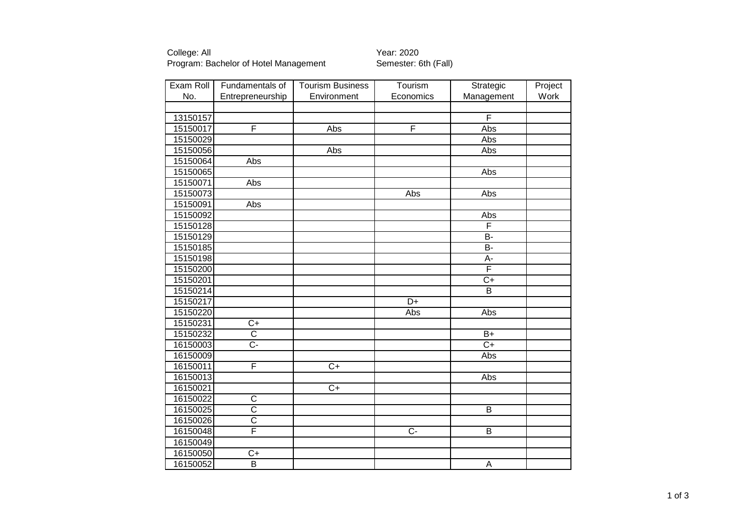College: All
Program: Bachelor of Hotel Management

Year: 2020
Semester: 6th (Fall)

| Exam Roll No. | Fundamentals of Entrepreneurship | Tourism Business Environment | Tourism Economics | Strategic Management | Project Work |
|---|---|---|---|---|---|
| | | | | | |
| 13150157 | | | | F | |
| 15150017 | F | Abs | F | Abs | |
| 15150029 | | | | Abs | |
| 15150056 | | Abs | | Abs | |
| 15150064 | Abs | | | | |
| 15150065 | | | | Abs | |
| 15150071 | Abs | | | | |
| 15150073 | | | Abs | Abs | |
| 15150091 | Abs | | | | |
| 15150092 | | | | Abs | |
| 15150128 | | | | F | |
| 15150129 | | | | B- | |
| 15150185 | | | | B- | |
| 15150198 | | | | A- | |
| 15150200 | | | | F | |
| 15150201 | | | | C+ | |
| 15150214 | | | | B | |
| 15150217 | | | D+ | | |
| 15150220 | | | Abs | Abs | |
| 15150231 | C+ | | | | |
| 15150232 | C | | | B+ | |
| 16150003 | C- | | | C+ | |
| 16150009 | | | | Abs | |
| 16150011 | F | C+ | | | |
| 16150013 | | | | Abs | |
| 16150021 | | C+ | | | |
| 16150022 | C | | | | |
| 16150025 | C | | | B | |
| 16150026 | C | | | | |
| 16150048 | F | | C- | B | |
| 16150049 | | | | | |
| 16150050 | C+ | | | | |
| 16150052 | B | | | A | |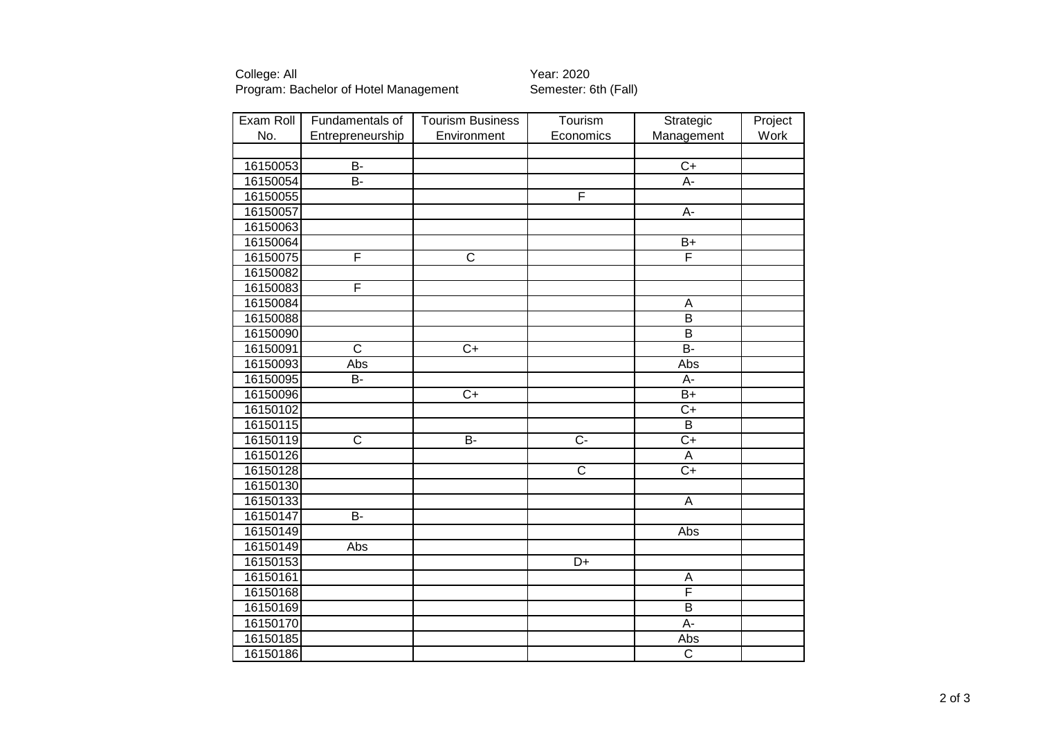College: All
Program: Bachelor of Hotel Management

Year: 2020
Semester: 6th (Fall)

| Exam Roll No. | Fundamentals of Entrepreneurship | Tourism Business Environment | Tourism Economics | Strategic Management | Project Work |
|---|---|---|---|---|---|
| | | | | | |
| 16150053 | B- | | | C+ | |
| 16150054 | B- | | | A- | |
| 16150055 | | | F | | |
| 16150057 | | | | A- | |
| 16150063 | | | | | |
| 16150064 | | | | B+ | |
| 16150075 | F | C | | F | |
| 16150082 | | | | | |
| 16150083 | F | | | | |
| 16150084 | | | | A | |
| 16150088 | | | | B | |
| 16150090 | | | | B | |
| 16150091 | C | C+ | | B- | |
| 16150093 | Abs | | | Abs | |
| 16150095 | B- | | | A- | |
| 16150096 | | C+ | | B+ | |
| 16150102 | | | | C+ | |
| 16150115 | | | | B | |
| 16150119 | C | B- | C- | C+ | |
| 16150126 | | | | A | |
| 16150128 | | | C | C+ | |
| 16150130 | | | | | |
| 16150133 | | | | A | |
| 16150147 | B- | | | | |
| 16150149 | | | | Abs | |
| 16150149 | Abs | | | | |
| 16150153 | | | D+ | | |
| 16150161 | | | | A | |
| 16150168 | | | | F | |
| 16150169 | | | | B | |
| 16150170 | | | | A- | |
| 16150185 | | | | Abs | |
| 16150186 | | | | C | |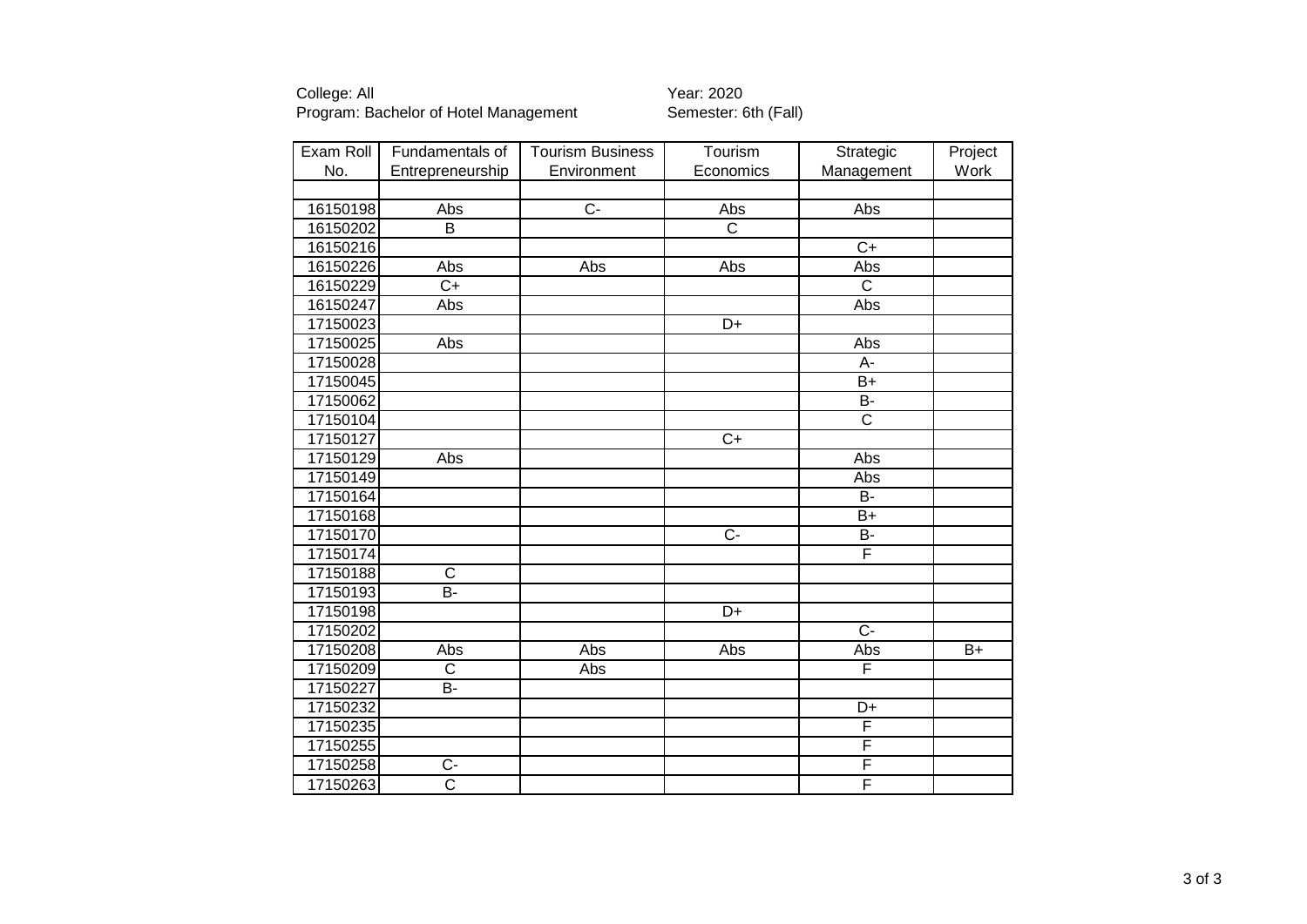College: All
Program: Bachelor of Hotel Management

Year: 2020
Semester: 6th (Fall)

| Exam Roll No. | Fundamentals of Entrepreneurship | Tourism Business Environment | Tourism Economics | Strategic Management | Project Work |
|---|---|---|---|---|---|
| | | | | | |
| 16150198 | Abs | C- | Abs | Abs | |
| 16150202 | B | | C | | |
| 16150216 | | | | C+ | |
| 16150226 | Abs | Abs | Abs | Abs | |
| 16150229 | C+ | | | C | |
| 16150247 | Abs | | | Abs | |
| 17150023 | | | D+ | | |
| 17150025 | Abs | | | Abs | |
| 17150028 | | | | A- | |
| 17150045 | | | | B+ | |
| 17150062 | | | | B- | |
| 17150104 | | | | C | |
| 17150127 | | | C+ | | |
| 17150129 | Abs | | | Abs | |
| 17150149 | | | | Abs | |
| 17150164 | | | | B- | |
| 17150168 | | | | B+ | |
| 17150170 | | | C- | B- | |
| 17150174 | | | | F | |
| 17150188 | C | | | | |
| 17150193 | B- | | | | |
| 17150198 | | | D+ | | |
| 17150202 | | | | C- | |
| 17150208 | Abs | Abs | Abs | Abs | B+ |
| 17150209 | C | Abs | | F | |
| 17150227 | B- | | | | |
| 17150232 | | | | D+ | |
| 17150235 | | | | F | |
| 17150255 | | | | F | |
| 17150258 | C- | | | F | |
| 17150263 | C | | | F | |